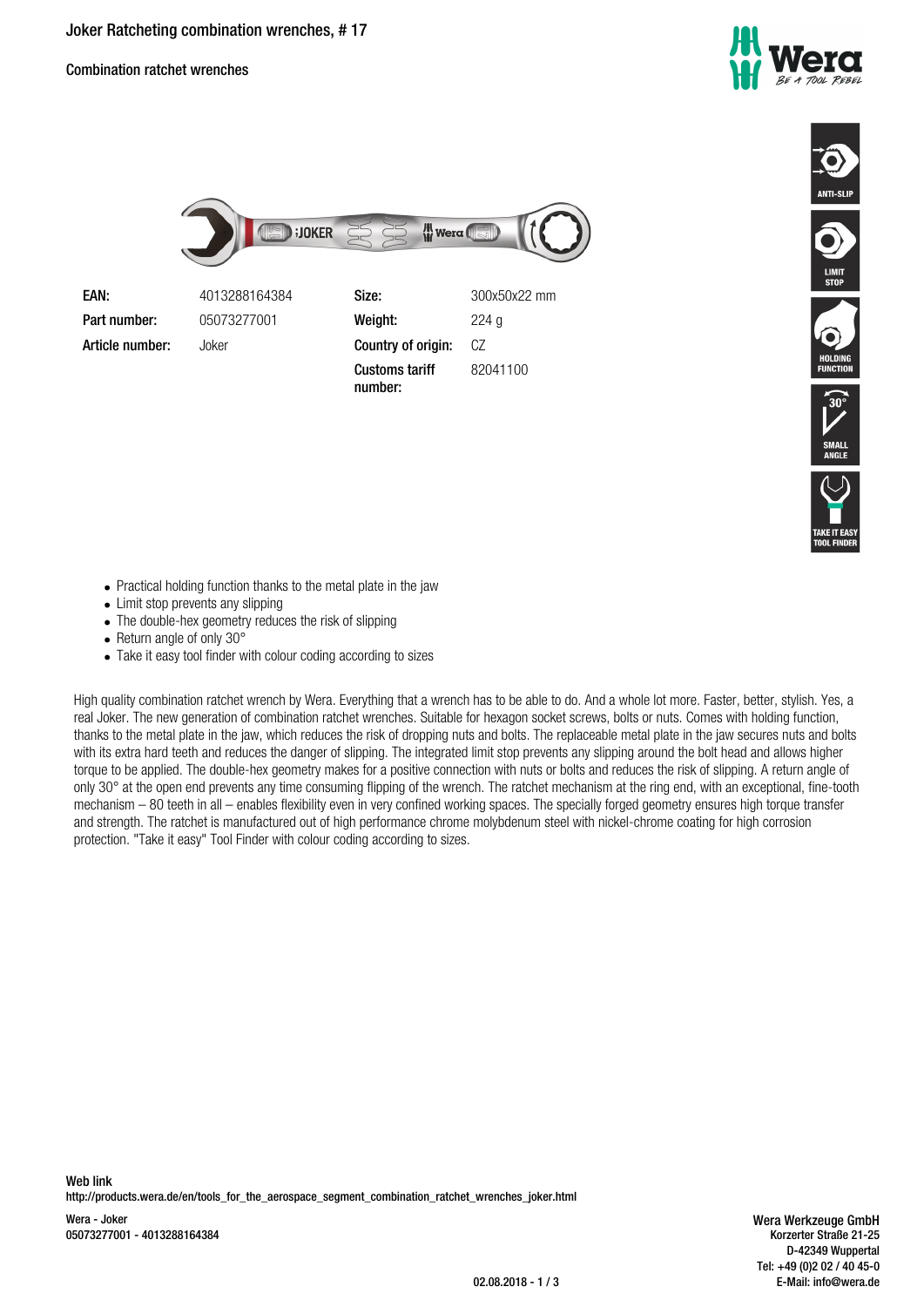# Joker Ratcheting combination wrenches, # 17

## Combination ratchet wrenches

ANTI-SLIP

LIMIT STOP

HOLDING FUNCTION

30° SMALL ANGLE

TAKE IT EASY TOOL FINDER

| | | | |
|---|---|---|---|
| **EAN:** | 4013288164384 | **Size:** | 300x50x22 mm |
| **Part number:** | 05073277001 | **Weight:** | 224 g |
| **Article number:** | Joker | **Country of origin:** | CZ |
| | | **Customs tariff number:** | 82041100 |

- Practical holding function thanks to the metal plate in the jaw
- Limit stop prevents any slipping
- The double-hex geometry reduces the risk of slipping
- Return angle of only 30°
- Take it easy tool finder with colour coding according to sizes

High quality combination ratchet wrench by Wera. Everything that a wrench has to be able to do. And a whole lot more. Faster, better, stylish. Yes, a real Joker. The new generation of combination ratchet wrenches. Suitable for hexagon socket screws, bolts or nuts. Comes with holding function, thanks to the metal plate in the jaw, which reduces the risk of dropping nuts and bolts. The replaceable metal plate in the jaw secures nuts and bolts with its extra hard teeth and reduces the danger of slipping. The integrated limit stop prevents any slipping around the bolt head and allows higher torque to be applied. The double-hex geometry makes for a positive connection with nuts or bolts and reduces the risk of slipping. A return angle of only 30° at the open end prevents any time consuming flipping of the wrench. The ratchet mechanism at the ring end, with an exceptional, fine-tooth mechanism – 80 teeth in all – enables flexibility even in very confined working spaces. The specially forged geometry ensures high torque transfer and strength. The ratchet is manufactured out of high performance chrome molybdenum steel with nickel-chrome coating for high corrosion protection. "Take it easy" Tool Finder with colour coding according to sizes.

**Web link**
http://products.wera.de/en/tools_for_the_aerospace_segment_combination_ratchet_wrenches_joker.html

Wera - Joker
05073277001 - 4013288164384

Wera Werkzeuge GmbH
Korzerter Straße 21-25
D-42349 Wuppertal
Tel: +49 (0)2 02 / 40 45-0
E-Mail: info@wera.de

02.08.2018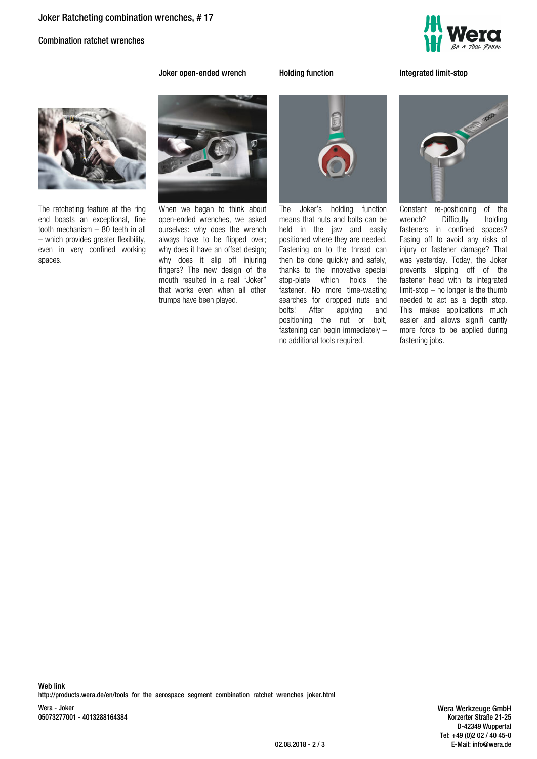# Joker Ratcheting combination wrenches, # 17

## Combination ratchet wrenches

The ratcheting feature at the ring end boasts an exceptional, fine tooth mechanism – 80 teeth in all – which provides greater flexibility, even in very confined working spaces.

### Joker open-ended wrench

When we began to think about open-ended wrenches, we asked ourselves: why does the wrench always have to be flipped over; why does it have an offset design; why does it slip off injuring fingers? The new design of the mouth resulted in a real "Joker" that works even when all other trumps have been played.

### Holding function

The Joker's holding function means that nuts and bolts can be held in the jaw and easily positioned where they are needed. Fastening on to the thread can then be done quickly and safely, thanks to the innovative special stop-plate which holds the fastener. No more time-wasting searches for dropped nuts and bolts! After applying and positioning the nut or bolt, fastening can begin immediately – no additional tools required.

### Integrated limit-stop

Constant re-positioning of the wrench? Difficulty holding fasteners in confined spaces? Easing off to avoid any risks of injury or fastener damage? That was yesterday. Today, the Joker prevents slipping off of the fastener head with its integrated limit-stop – no longer is the thumb needed to act as a depth stop. This makes applications much easier and allows signifi cantly more force to be applied during fastening jobs.

**Web link**
http://products.wera.de/en/tools_for_the_aerospace_segment_combination_ratchet_wrenches_joker.html

Wera - Joker
05073277001 - 4013288164384

Wera Werkzeuge GmbH
Korzerter Straße 21-25
D-42349 Wuppertal
Tel: +49 (0)2 02 / 40 45-0
E-Mail: info@wera.de

02.08.2018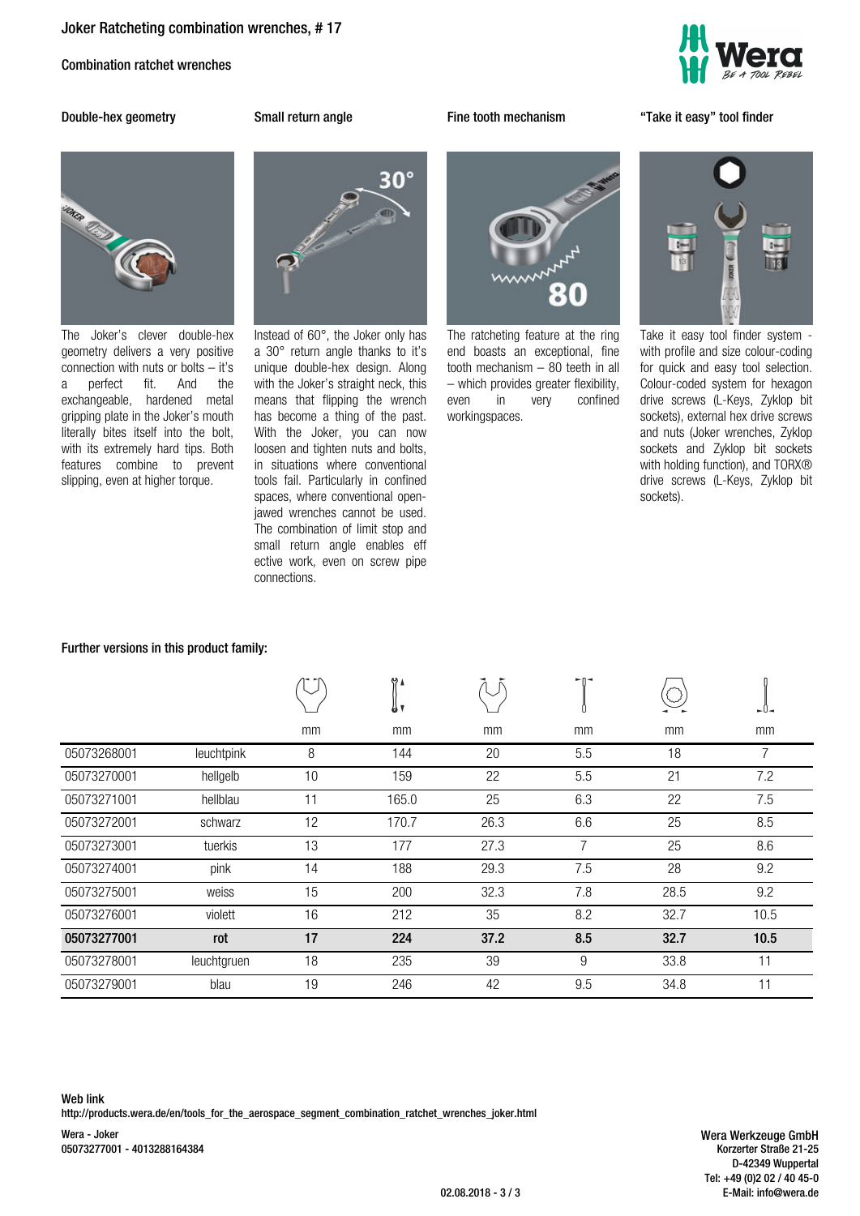# Joker Ratcheting combination wrenches, # 17

## Combination ratchet wrenches

### Double-hex geometry

The Joker's clever double-hex geometry delivers a very positive connection with nuts or bolts – it's a perfect fit. And the exchangeable, hardened metal gripping plate in the Joker's mouth literally bites itself into the bolt, with its extremely hard tips. Both features combine to prevent slipping, even at higher torque.

### Small return angle

Instead of 60°, the Joker only has a 30° return angle thanks to it's unique double-hex design. Along with the Joker's straight neck, this means that flipping the wrench has become a thing of the past. With the Joker, you can now loosen and tighten nuts and bolts, in situations where conventional tools fail. Particularly in confined spaces, where conventional open-jawed wrenches cannot be used. The combination of limit stop and small return angle enables eff ective work, even on screw pipe connections.

### Fine tooth mechanism

The ratcheting feature at the ring end boasts an exceptional, fine tooth mechanism – 80 teeth in all – which provides greater flexibility, even in very confined workingspaces.

### "Take it easy" tool finder

Take it easy tool finder system - with profile and size colour-coding for quick and easy tool selection. Colour-coded system for hexagon drive screws (L-Keys, Zyklop bit sockets), external hex drive screws and nuts (Joker wrenches, Zyklop sockets and Zyklop bit sockets with holding function), and TORX® drive screws (L-Keys, Zyklop bit sockets).

### Further versions in this product family:

| | | mm | mm | mm | mm | mm | mm |
|---|---|---|---|---|---|---|---|
| 05073268001 | leuchtpink | 8 | 144 | 20 | 5.5 | 18 | 7 |
| 05073270001 | hellgelb | 10 | 159 | 22 | 5.5 | 21 | 7.2 |
| 05073271001 | hellblau | 11 | 165.0 | 25 | 6.3 | 22 | 7.5 |
| 05073272001 | schwarz | 12 | 170.7 | 26.3 | 6.6 | 25 | 8.5 |
| 05073273001 | tuerkis | 13 | 177 | 27.3 | 7 | 25 | 8.6 |
| 05073274001 | pink | 14 | 188 | 29.3 | 7.5 | 28 | 9.2 |
| 05073275001 | weiss | 15 | 200 | 32.3 | 7.8 | 28.5 | 9.2 |
| 05073276001 | violett | 16 | 212 | 35 | 8.2 | 32.7 | 10.5 |
| **05073277001** | **rot** | **17** | **224** | **37.2** | **8.5** | **32.7** | **10.5** |
| 05073278001 | leuchtgruen | 18 | 235 | 39 | 9 | 33.8 | 11 |
| 05073279001 | blau | 19 | 246 | 42 | 9.5 | 34.8 | 11 |

**Web link**
http://products.wera.de/en/tools_for_the_aerospace_segment_combination_ratchet_wrenches_joker.html

Wera - Joker
05073277001 - 4013288164384

Wera Werkzeuge GmbH
Korzerter Straße 21-25
D-42349 Wuppertal
Tel: +49 (0)2 02 / 40 45-0
E-Mail: info@wera.de

02.08.2018